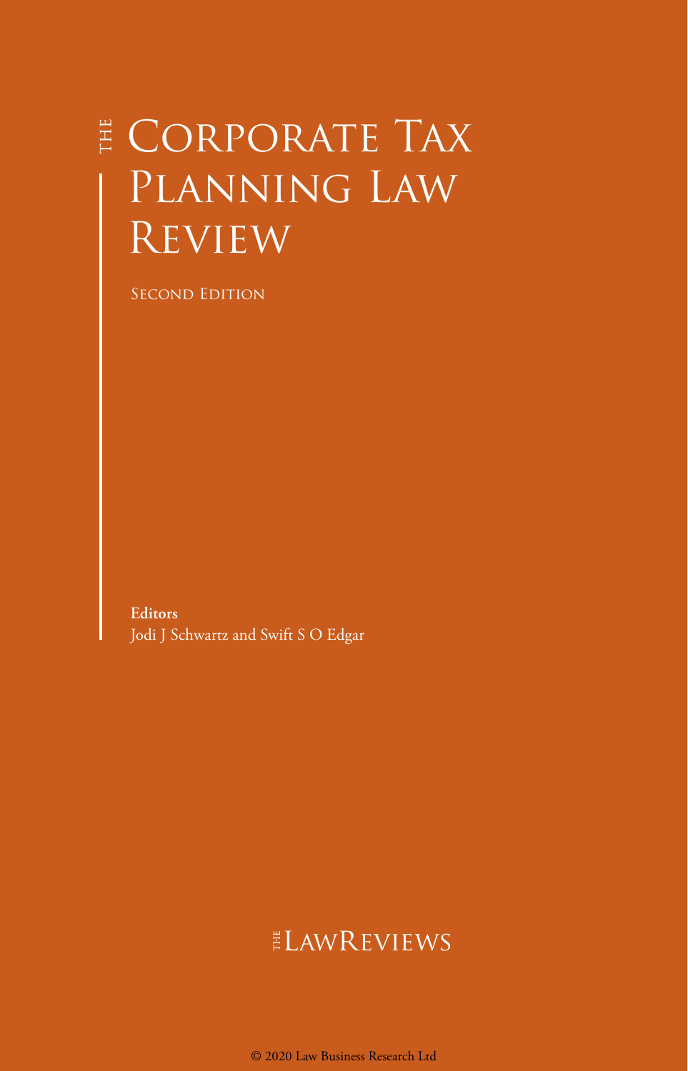# THE CORPORATE TAX PLANNING LAW REVIEW

SECOND EDITION

**Editors**
Jodi J Schwartz and Swift S O Edgar

THE LAWREVIEWS

© 2020 Law Business Research Ltd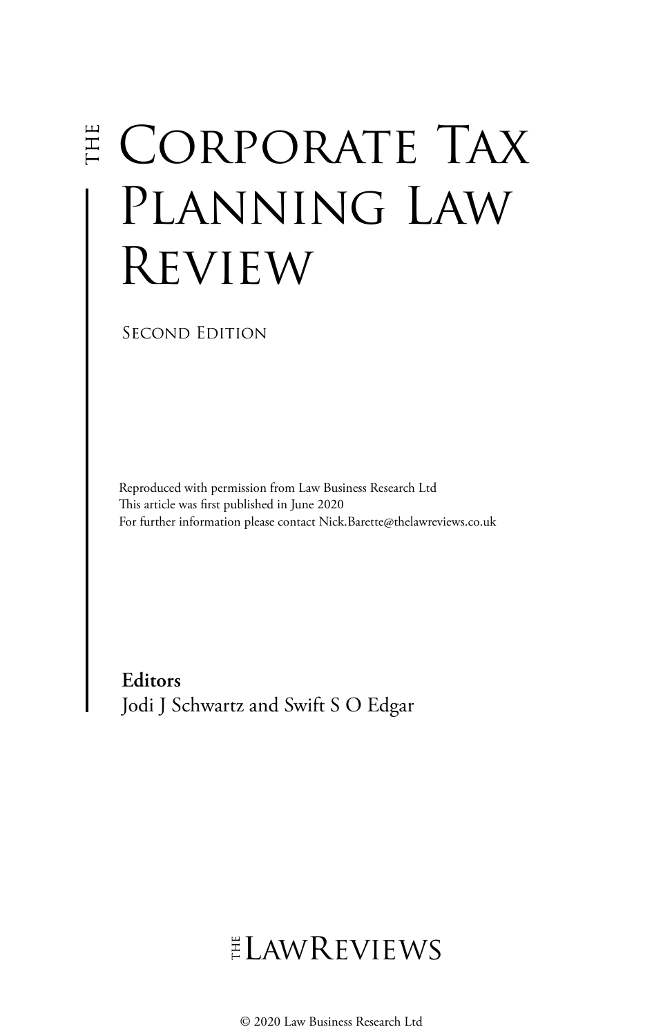# THE CORPORATE TAX PLANNING LAW REVIEW

SECOND EDITION

Reproduced with permission from Law Business Research Ltd
This article was first published in June 2020
For further information please contact Nick.Barette@thelawreviews.co.uk

**Editors**
Jodi J Schwartz and Swift S O Edgar

THE LAWREVIEWS

© 2020 Law Business Research Ltd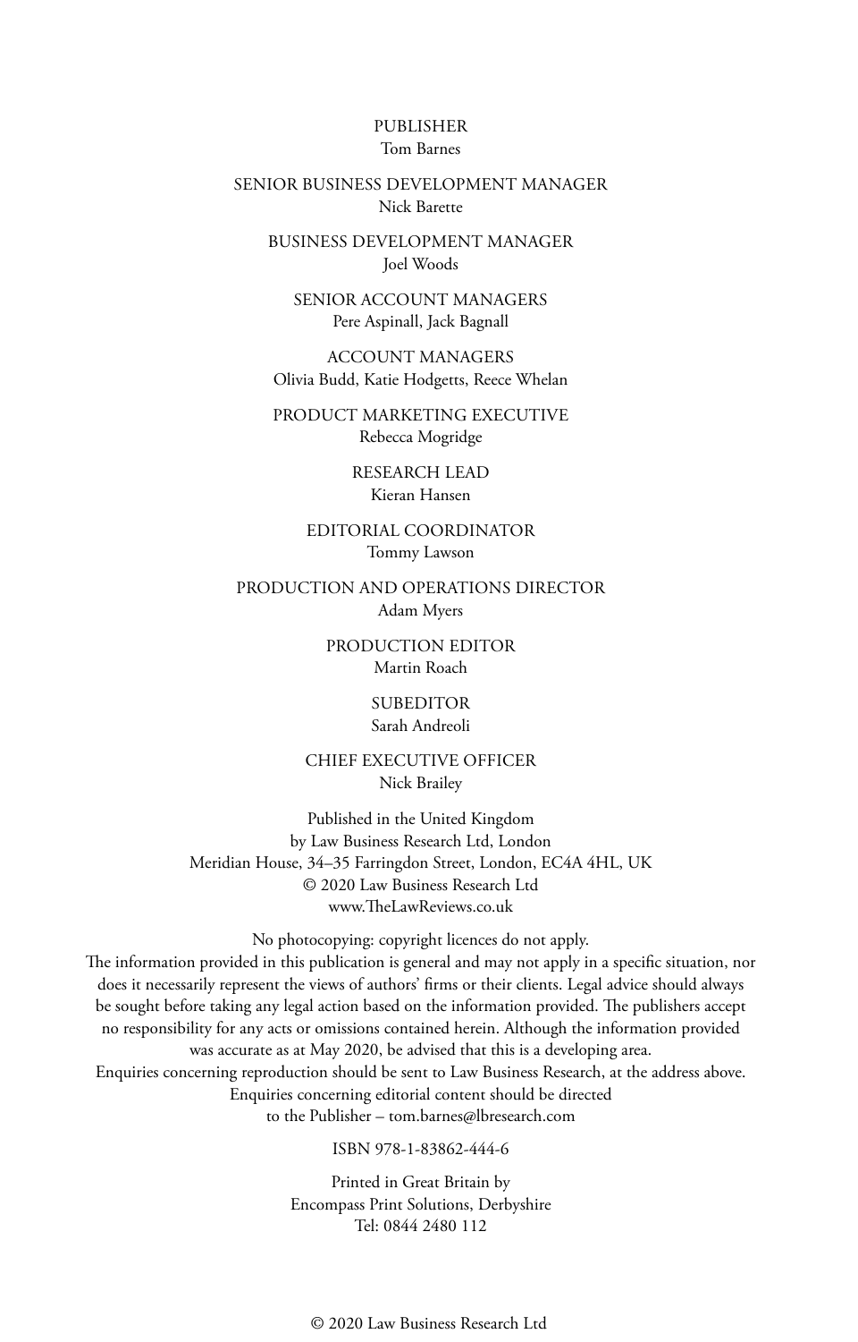PUBLISHER
Tom Barnes

SENIOR BUSINESS DEVELOPMENT MANAGER
Nick Barette

BUSINESS DEVELOPMENT MANAGER
Joel Woods

SENIOR ACCOUNT MANAGERS
Pere Aspinall, Jack Bagnall

ACCOUNT MANAGERS
Olivia Budd, Katie Hodgetts, Reece Whelan

PRODUCT MARKETING EXECUTIVE
Rebecca Mogridge

RESEARCH LEAD
Kieran Hansen

EDITORIAL COORDINATOR
Tommy Lawson

PRODUCTION AND OPERATIONS DIRECTOR
Adam Myers

PRODUCTION EDITOR
Martin Roach

SUBEDITOR
Sarah Andreoli

CHIEF EXECUTIVE OFFICER
Nick Brailey

Published in the United Kingdom
by Law Business Research Ltd, London
Meridian House, 34–35 Farringdon Street, London, EC4A 4HL, UK
© 2020 Law Business Research Ltd
www.TheLawReviews.co.uk

No photocopying: copyright licences do not apply.
The information provided in this publication is general and may not apply in a specific situation, nor does it necessarily represent the views of authors' firms or their clients. Legal advice should always be sought before taking any legal action based on the information provided. The publishers accept no responsibility for any acts or omissions contained herein. Although the information provided was accurate as at May 2020, be advised that this is a developing area.
Enquiries concerning reproduction should be sent to Law Business Research, at the address above.
Enquiries concerning editorial content should be directed
to the Publisher – tom.barnes@lbresearch.com

ISBN 978-1-83862-444-6

Printed in Great Britain by
Encompass Print Solutions, Derbyshire
Tel: 0844 2480 112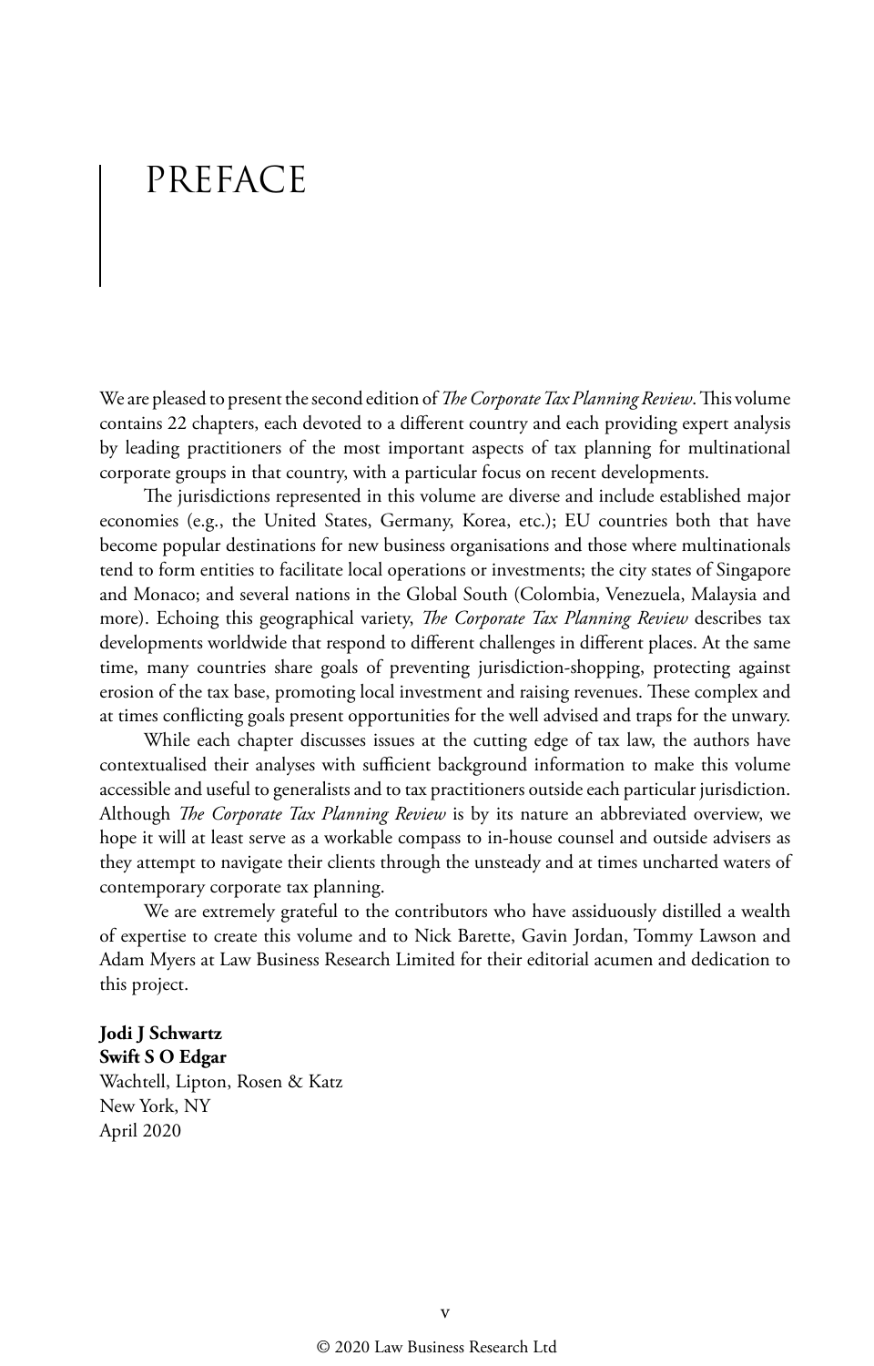# PREFACE

We are pleased to present the second edition of *The Corporate Tax Planning Review*. This volume contains 22 chapters, each devoted to a different country and each providing expert analysis by leading practitioners of the most important aspects of tax planning for multinational corporate groups in that country, with a particular focus on recent developments.

The jurisdictions represented in this volume are diverse and include established major economies (e.g., the United States, Germany, Korea, etc.); EU countries both that have become popular destinations for new business organisations and those where multinationals tend to form entities to facilitate local operations or investments; the city states of Singapore and Monaco; and several nations in the Global South (Colombia, Venezuela, Malaysia and more). Echoing this geographical variety, *The Corporate Tax Planning Review* describes tax developments worldwide that respond to different challenges in different places. At the same time, many countries share goals of preventing jurisdiction-shopping, protecting against erosion of the tax base, promoting local investment and raising revenues. These complex and at times conflicting goals present opportunities for the well advised and traps for the unwary.

While each chapter discusses issues at the cutting edge of tax law, the authors have contextualised their analyses with sufficient background information to make this volume accessible and useful to generalists and to tax practitioners outside each particular jurisdiction. Although *The Corporate Tax Planning Review* is by its nature an abbreviated overview, we hope it will at least serve as a workable compass to in-house counsel and outside advisers as they attempt to navigate their clients through the unsteady and at times uncharted waters of contemporary corporate tax planning.

We are extremely grateful to the contributors who have assiduously distilled a wealth of expertise to create this volume and to Nick Barette, Gavin Jordan, Tommy Lawson and Adam Myers at Law Business Research Limited for their editorial acumen and dedication to this project.

**Jodi J Schwartz**
**Swift S O Edgar**
Wachtell, Lipton, Rosen & Katz
New York, NY
April 2020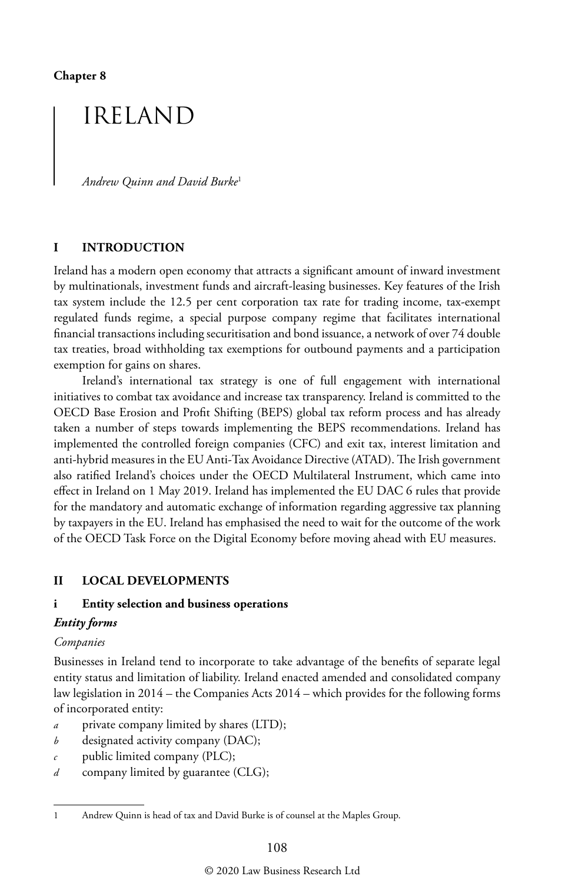**Chapter 8**

# IRELAND

*Andrew Quinn and David Burke*[1]

## I INTRODUCTION

Ireland has a modern open economy that attracts a significant amount of inward investment by multinationals, investment funds and aircraft-leasing businesses. Key features of the Irish tax system include the 12.5 per cent corporation tax rate for trading income, tax-exempt regulated funds regime, a special purpose company regime that facilitates international financial transactions including securitisation and bond issuance, a network of over 74 double tax treaties, broad withholding tax exemptions for outbound payments and a participation exemption for gains on shares.

Ireland's international tax strategy is one of full engagement with international initiatives to combat tax avoidance and increase tax transparency. Ireland is committed to the OECD Base Erosion and Profit Shifting (BEPS) global tax reform process and has already taken a number of steps towards implementing the BEPS recommendations. Ireland has implemented the controlled foreign companies (CFC) and exit tax, interest limitation and anti-hybrid measures in the EU Anti-Tax Avoidance Directive (ATAD). The Irish government also ratified Ireland's choices under the OECD Multilateral Instrument, which came into effect in Ireland on 1 May 2019. Ireland has implemented the EU DAC 6 rules that provide for the mandatory and automatic exchange of information regarding aggressive tax planning by taxpayers in the EU. Ireland has emphasised the need to wait for the outcome of the work of the OECD Task Force on the Digital Economy before moving ahead with EU measures.

## II LOCAL DEVELOPMENTS

### i Entity selection and business operations

#### *Entity forms*

*Companies*

Businesses in Ireland tend to incorporate to take advantage of the benefits of separate legal entity status and limitation of liability. Ireland enacted amended and consolidated company law legislation in 2014 – the Companies Acts 2014 – which provides for the following forms of incorporated entity:

*a* private company limited by shares (LTD);
*b* designated activity company (DAC);
*c* public limited company (PLC);
*d* company limited by guarantee (CLG);

---

1 Andrew Quinn is head of tax and David Burke is of counsel at the Maples Group.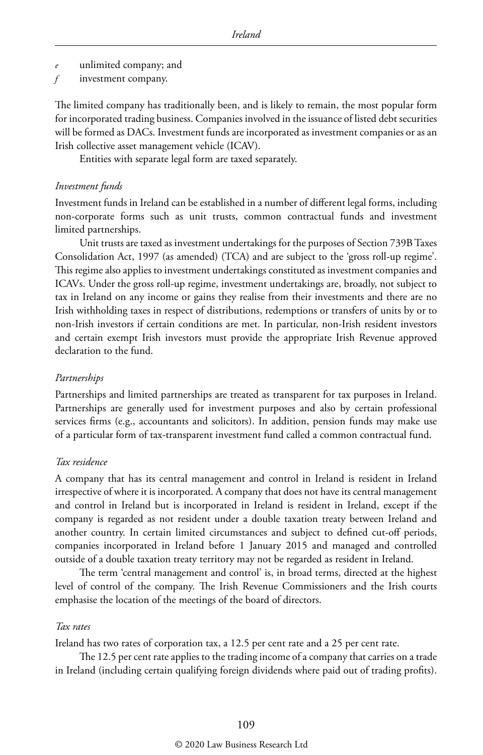*e* unlimited company; and

*f* investment company.

The limited company has traditionally been, and is likely to remain, the most popular form for incorporated trading business. Companies involved in the issuance of listed debt securities will be formed as DACs. Investment funds are incorporated as investment companies or as an Irish collective asset management vehicle (ICAV).

Entities with separate legal form are taxed separately.

*Investment funds*

Investment funds in Ireland can be established in a number of different legal forms, including non-corporate forms such as unit trusts, common contractual funds and investment limited partnerships.

Unit trusts are taxed as investment undertakings for the purposes of Section 739B Taxes Consolidation Act, 1997 (as amended) (TCA) and are subject to the 'gross roll-up regime'. This regime also applies to investment undertakings constituted as investment companies and ICAVs. Under the gross roll-up regime, investment undertakings are, broadly, not subject to tax in Ireland on any income or gains they realise from their investments and there are no Irish withholding taxes in respect of distributions, redemptions or transfers of units by or to non-Irish investors if certain conditions are met. In particular, non-Irish resident investors and certain exempt Irish investors must provide the appropriate Irish Revenue approved declaration to the fund.

*Partnerships*

Partnerships and limited partnerships are treated as transparent for tax purposes in Ireland. Partnerships are generally used for investment purposes and also by certain professional services firms (e.g., accountants and solicitors). In addition, pension funds may make use of a particular form of tax-transparent investment fund called a common contractual fund.

*Tax residence*

A company that has its central management and control in Ireland is resident in Ireland irrespective of where it is incorporated. A company that does not have its central management and control in Ireland but is incorporated in Ireland is resident in Ireland, except if the company is regarded as not resident under a double taxation treaty between Ireland and another country. In certain limited circumstances and subject to defined cut-off periods, companies incorporated in Ireland before 1 January 2015 and managed and controlled outside of a double taxation treaty territory may not be regarded as resident in Ireland.

The term 'central management and control' is, in broad terms, directed at the highest level of control of the company. The Irish Revenue Commissioners and the Irish courts emphasise the location of the meetings of the board of directors.

*Tax rates*

Ireland has two rates of corporation tax, a 12.5 per cent rate and a 25 per cent rate.

The 12.5 per cent rate applies to the trading income of a company that carries on a trade in Ireland (including certain qualifying foreign dividends where paid out of trading profits).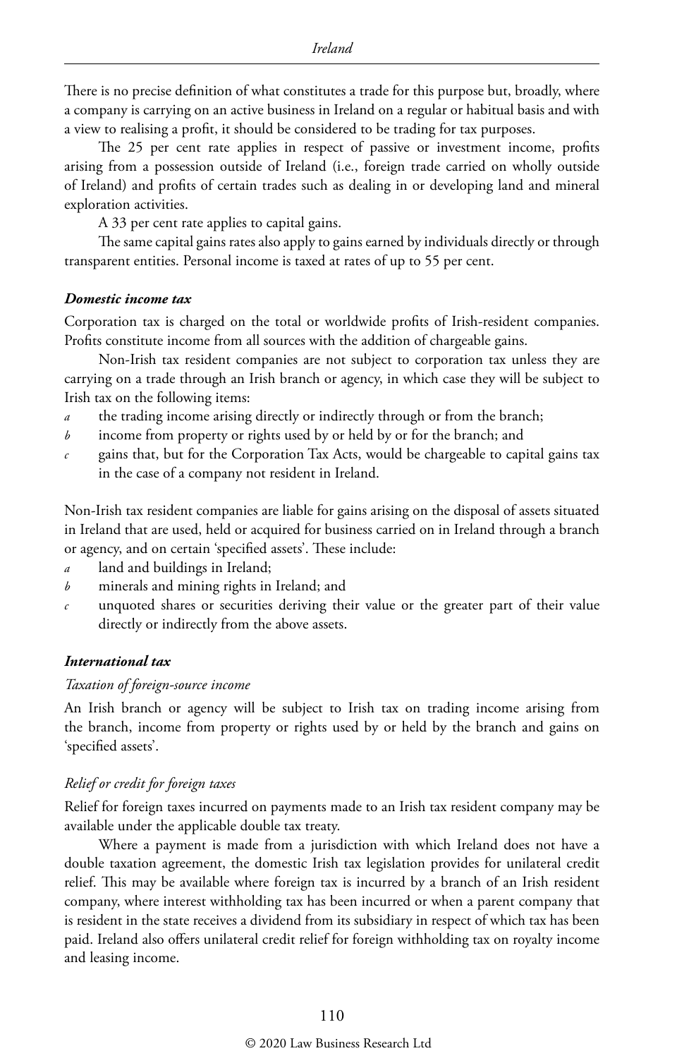There is no precise definition of what constitutes a trade for this purpose but, broadly, where a company is carrying on an active business in Ireland on a regular or habitual basis and with a view to realising a profit, it should be considered to be trading for tax purposes.

The 25 per cent rate applies in respect of passive or investment income, profits arising from a possession outside of Ireland (i.e., foreign trade carried on wholly outside of Ireland) and profits of certain trades such as dealing in or developing land and mineral exploration activities.

A 33 per cent rate applies to capital gains.

The same capital gains rates also apply to gains earned by individuals directly or through transparent entities. Personal income is taxed at rates of up to 55 per cent.

#### ***Domestic income tax***

Corporation tax is charged on the total or worldwide profits of Irish-resident companies. Profits constitute income from all sources with the addition of chargeable gains.

Non-Irish tax resident companies are not subject to corporation tax unless they are carrying on a trade through an Irish branch or agency, in which case they will be subject to Irish tax on the following items:

- *a* the trading income arising directly or indirectly through or from the branch;
- *b* income from property or rights used by or held by or for the branch; and
- *c* gains that, but for the Corporation Tax Acts, would be chargeable to capital gains tax in the case of a company not resident in Ireland.

Non-Irish tax resident companies are liable for gains arising on the disposal of assets situated in Ireland that are used, held or acquired for business carried on in Ireland through a branch or agency, and on certain 'specified assets'. These include:

- *a* land and buildings in Ireland;
- *b* minerals and mining rights in Ireland; and
- *c* unquoted shares or securities deriving their value or the greater part of their value directly or indirectly from the above assets.

#### ***International tax***

##### *Taxation of foreign-source income*

An Irish branch or agency will be subject to Irish tax on trading income arising from the branch, income from property or rights used by or held by the branch and gains on 'specified assets'.

##### *Relief or credit for foreign taxes*

Relief for foreign taxes incurred on payments made to an Irish tax resident company may be available under the applicable double tax treaty.

Where a payment is made from a jurisdiction with which Ireland does not have a double taxation agreement, the domestic Irish tax legislation provides for unilateral credit relief. This may be available where foreign tax is incurred by a branch of an Irish resident company, where interest withholding tax has been incurred or when a parent company that is resident in the state receives a dividend from its subsidiary in respect of which tax has been paid. Ireland also offers unilateral credit relief for foreign withholding tax on royalty income and leasing income.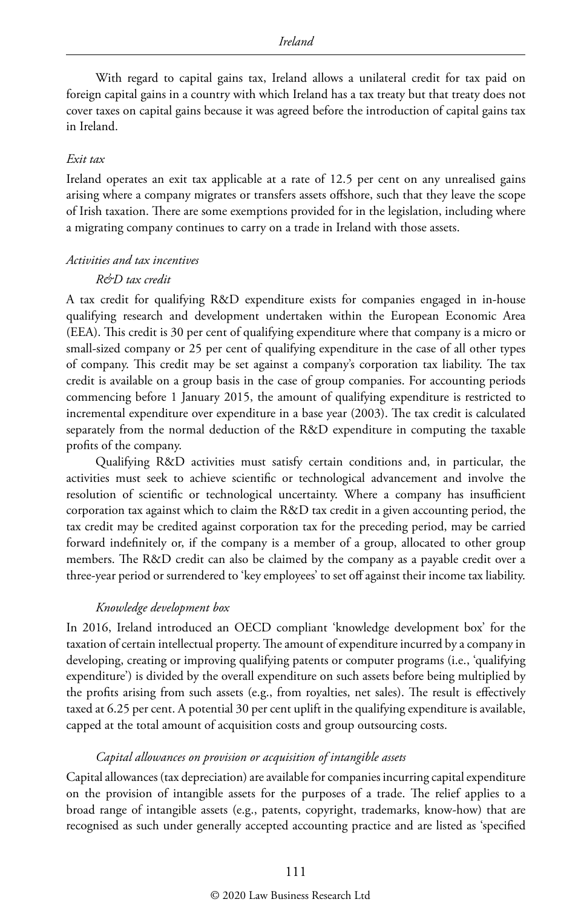With regard to capital gains tax, Ireland allows a unilateral credit for tax paid on foreign capital gains in a country with which Ireland has a tax treaty but that treaty does not cover taxes on capital gains because it was agreed before the introduction of capital gains tax in Ireland.

*Exit tax*

Ireland operates an exit tax applicable at a rate of 12.5 per cent on any unrealised gains arising where a company migrates or transfers assets offshore, such that they leave the scope of Irish taxation. There are some exemptions provided for in the legislation, including where a migrating company continues to carry on a trade in Ireland with those assets.

*Activities and tax incentives*

*R&D tax credit*

A tax credit for qualifying R&D expenditure exists for companies engaged in in-house qualifying research and development undertaken within the European Economic Area (EEA). This credit is 30 per cent of qualifying expenditure where that company is a micro or small-sized company or 25 per cent of qualifying expenditure in the case of all other types of company. This credit may be set against a company's corporation tax liability. The tax credit is available on a group basis in the case of group companies. For accounting periods commencing before 1 January 2015, the amount of qualifying expenditure is restricted to incremental expenditure over expenditure in a base year (2003). The tax credit is calculated separately from the normal deduction of the R&D expenditure in computing the taxable profits of the company.

Qualifying R&D activities must satisfy certain conditions and, in particular, the activities must seek to achieve scientific or technological advancement and involve the resolution of scientific or technological uncertainty. Where a company has insufficient corporation tax against which to claim the R&D tax credit in a given accounting period, the tax credit may be credited against corporation tax for the preceding period, may be carried forward indefinitely or, if the company is a member of a group, allocated to other group members. The R&D credit can also be claimed by the company as a payable credit over a three-year period or surrendered to 'key employees' to set off against their income tax liability.

*Knowledge development box*

In 2016, Ireland introduced an OECD compliant 'knowledge development box' for the taxation of certain intellectual property. The amount of expenditure incurred by a company in developing, creating or improving qualifying patents or computer programs (i.e., 'qualifying expenditure') is divided by the overall expenditure on such assets before being multiplied by the profits arising from such assets (e.g., from royalties, net sales). The result is effectively taxed at 6.25 per cent. A potential 30 per cent uplift in the qualifying expenditure is available, capped at the total amount of acquisition costs and group outsourcing costs.

*Capital allowances on provision or acquisition of intangible assets*

Capital allowances (tax depreciation) are available for companies incurring capital expenditure on the provision of intangible assets for the purposes of a trade. The relief applies to a broad range of intangible assets (e.g., patents, copyright, trademarks, know-how) that are recognised as such under generally accepted accounting practice and are listed as 'specified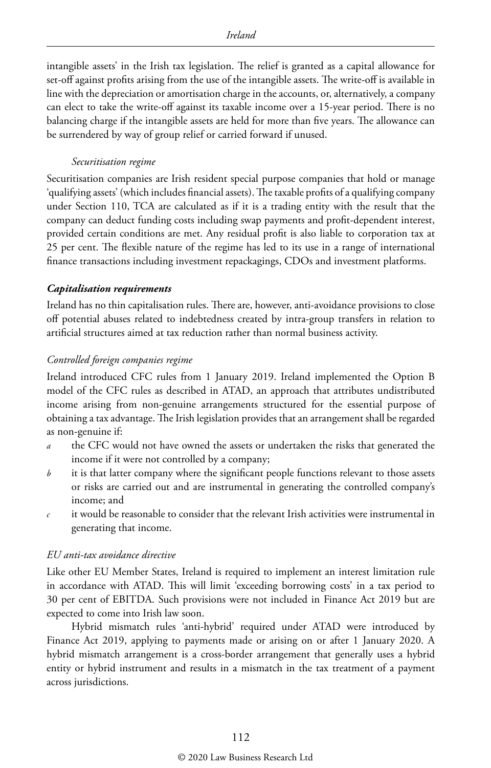intangible assets' in the Irish tax legislation. The relief is granted as a capital allowance for set-off against profits arising from the use of the intangible assets. The write-off is available in line with the depreciation or amortisation charge in the accounts, or, alternatively, a company can elect to take the write-off against its taxable income over a 15-year period. There is no balancing charge if the intangible assets are held for more than five years. The allowance can be surrendered by way of group relief or carried forward if unused.

*Securitisation regime*

Securitisation companies are Irish resident special purpose companies that hold or manage 'qualifying assets' (which includes financial assets). The taxable profits of a qualifying company under Section 110, TCA are calculated as if it is a trading entity with the result that the company can deduct funding costs including swap payments and profit-dependent interest, provided certain conditions are met. Any residual profit is also liable to corporation tax at 25 per cent. The flexible nature of the regime has led to its use in a range of international finance transactions including investment repackagings, CDOs and investment platforms.

***Capitalisation requirements***

Ireland has no thin capitalisation rules. There are, however, anti-avoidance provisions to close off potential abuses related to indebtedness created by intra-group transfers in relation to artificial structures aimed at tax reduction rather than normal business activity.

*Controlled foreign companies regime*

Ireland introduced CFC rules from 1 January 2019. Ireland implemented the Option B model of the CFC rules as described in ATAD, an approach that attributes undistributed income arising from non-genuine arrangements structured for the essential purpose of obtaining a tax advantage. The Irish legislation provides that an arrangement shall be regarded as non-genuine if:

*a* the CFC would not have owned the assets or undertaken the risks that generated the income if it were not controlled by a company;

*b* it is that latter company where the significant people functions relevant to those assets or risks are carried out and are instrumental in generating the controlled company's income; and

*c* it would be reasonable to consider that the relevant Irish activities were instrumental in generating that income.

*EU anti-tax avoidance directive*

Like other EU Member States, Ireland is required to implement an interest limitation rule in accordance with ATAD. This will limit 'exceeding borrowing costs' in a tax period to 30 per cent of EBITDA. Such provisions were not included in Finance Act 2019 but are expected to come into Irish law soon.

Hybrid mismatch rules 'anti-hybrid' required under ATAD were introduced by Finance Act 2019, applying to payments made or arising on or after 1 January 2020. A hybrid mismatch arrangement is a cross-border arrangement that generally uses a hybrid entity or hybrid instrument and results in a mismatch in the tax treatment of a payment across jurisdictions.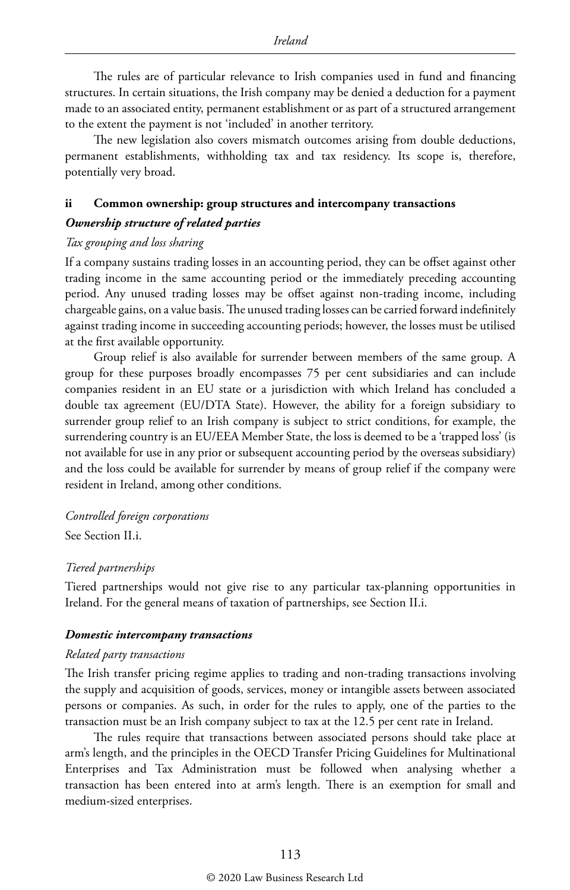The rules are of particular relevance to Irish companies used in fund and financing structures. In certain situations, the Irish company may be denied a deduction for a payment made to an associated entity, permanent establishment or as part of a structured arrangement to the extent the payment is not 'included' in another territory.

The new legislation also covers mismatch outcomes arising from double deductions, permanent establishments, withholding tax and tax residency. Its scope is, therefore, potentially very broad.

### ii Common ownership: group structures and intercompany transactions

#### *Ownership structure of related parties*

*Tax grouping and loss sharing*

If a company sustains trading losses in an accounting period, they can be offset against other trading income in the same accounting period or the immediately preceding accounting period. Any unused trading losses may be offset against non-trading income, including chargeable gains, on a value basis. The unused trading losses can be carried forward indefinitely against trading income in succeeding accounting periods; however, the losses must be utilised at the first available opportunity.

Group relief is also available for surrender between members of the same group. A group for these purposes broadly encompasses 75 per cent subsidiaries and can include companies resident in an EU state or a jurisdiction with which Ireland has concluded a double tax agreement (EU/DTA State). However, the ability for a foreign subsidiary to surrender group relief to an Irish company is subject to strict conditions, for example, the surrendering country is an EU/EEA Member State, the loss is deemed to be a 'trapped loss' (is not available for use in any prior or subsequent accounting period by the overseas subsidiary) and the loss could be available for surrender by means of group relief if the company were resident in Ireland, among other conditions.

*Controlled foreign corporations*

See Section II.i.

*Tiered partnerships*

Tiered partnerships would not give rise to any particular tax-planning opportunities in Ireland. For the general means of taxation of partnerships, see Section II.i.

#### *Domestic intercompany transactions*

*Related party transactions*

The Irish transfer pricing regime applies to trading and non-trading transactions involving the supply and acquisition of goods, services, money or intangible assets between associated persons or companies. As such, in order for the rules to apply, one of the parties to the transaction must be an Irish company subject to tax at the 12.5 per cent rate in Ireland.

The rules require that transactions between associated persons should take place at arm's length, and the principles in the OECD Transfer Pricing Guidelines for Multinational Enterprises and Tax Administration must be followed when analysing whether a transaction has been entered into at arm's length. There is an exemption for small and medium-sized enterprises.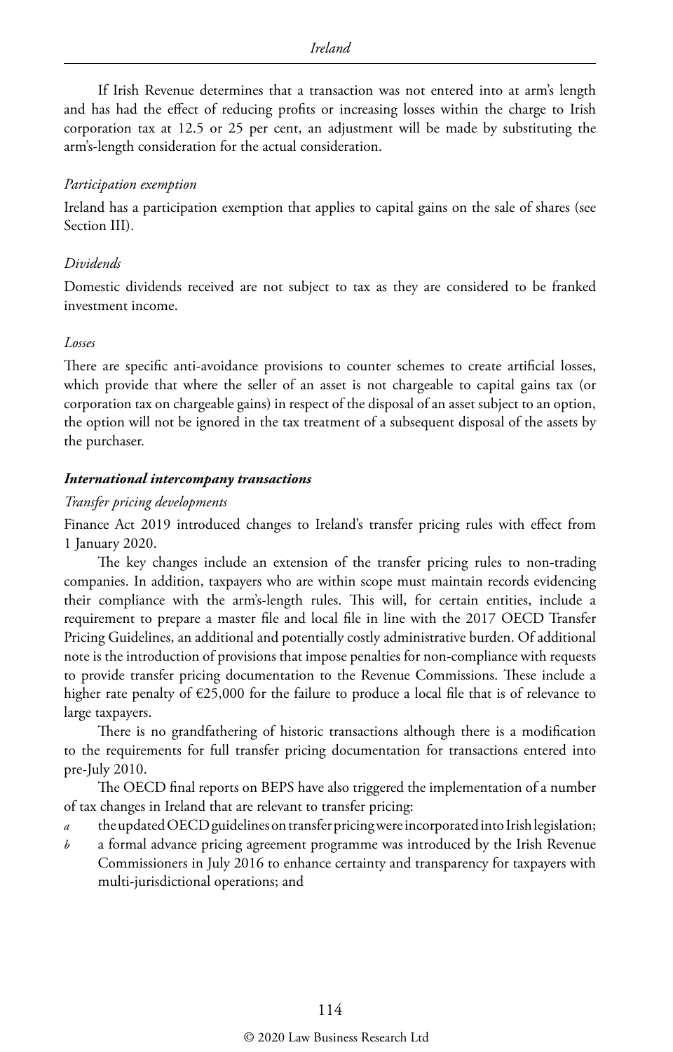If Irish Revenue determines that a transaction was not entered into at arm's length and has had the effect of reducing profits or increasing losses within the charge to Irish corporation tax at 12.5 or 25 per cent, an adjustment will be made by substituting the arm's-length consideration for the actual consideration.

*Participation exemption*

Ireland has a participation exemption that applies to capital gains on the sale of shares (see Section III).

*Dividends*

Domestic dividends received are not subject to tax as they are considered to be franked investment income.

*Losses*

There are specific anti-avoidance provisions to counter schemes to create artificial losses, which provide that where the seller of an asset is not chargeable to capital gains tax (or corporation tax on chargeable gains) in respect of the disposal of an asset subject to an option, the option will not be ignored in the tax treatment of a subsequent disposal of the assets by the purchaser.

***International intercompany transactions***

*Transfer pricing developments*

Finance Act 2019 introduced changes to Ireland's transfer pricing rules with effect from 1 January 2020.

The key changes include an extension of the transfer pricing rules to non-trading companies. In addition, taxpayers who are within scope must maintain records evidencing their compliance with the arm's-length rules. This will, for certain entities, include a requirement to prepare a master file and local file in line with the 2017 OECD Transfer Pricing Guidelines, an additional and potentially costly administrative burden. Of additional note is the introduction of provisions that impose penalties for non-compliance with requests to provide transfer pricing documentation to the Revenue Commissions. These include a higher rate penalty of €25,000 for the failure to produce a local file that is of relevance to large taxpayers.

There is no grandfathering of historic transactions although there is a modification to the requirements for full transfer pricing documentation for transactions entered into pre-July 2010.

The OECD final reports on BEPS have also triggered the implementation of a number of tax changes in Ireland that are relevant to transfer pricing:

*a* the updated OECD guidelines on transfer pricing were incorporated into Irish legislation;
*b* a formal advance pricing agreement programme was introduced by the Irish Revenue Commissioners in July 2016 to enhance certainty and transparency for taxpayers with multi-jurisdictional operations; and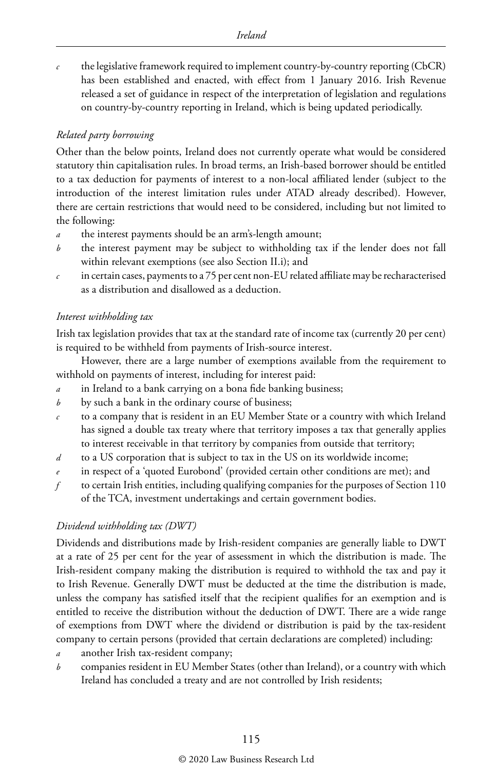*c* the legislative framework required to implement country-by-country reporting (CbCR) has been established and enacted, with effect from 1 January 2016. Irish Revenue released a set of guidance in respect of the interpretation of legislation and regulations on country-by-country reporting in Ireland, which is being updated periodically.

### *Related party borrowing*

Other than the below points, Ireland does not currently operate what would be considered statutory thin capitalisation rules. In broad terms, an Irish-based borrower should be entitled to a tax deduction for payments of interest to a non-local affiliated lender (subject to the introduction of the interest limitation rules under ATAD already described). However, there are certain restrictions that would need to be considered, including but not limited to the following:

*a* the interest payments should be an arm's-length amount;

*b* the interest payment may be subject to withholding tax if the lender does not fall within relevant exemptions (see also Section II.i); and

*c* in certain cases, payments to a 75 per cent non-EU related affiliate may be recharacterised as a distribution and disallowed as a deduction.

### *Interest withholding tax*

Irish tax legislation provides that tax at the standard rate of income tax (currently 20 per cent) is required to be withheld from payments of Irish-source interest.

However, there are a large number of exemptions available from the requirement to withhold on payments of interest, including for interest paid:

*a* in Ireland to a bank carrying on a bona fide banking business;

*b* by such a bank in the ordinary course of business;

*c* to a company that is resident in an EU Member State or a country with which Ireland has signed a double tax treaty where that territory imposes a tax that generally applies to interest receivable in that territory by companies from outside that territory;

*d* to a US corporation that is subject to tax in the US on its worldwide income;

*e* in respect of a 'quoted Eurobond' (provided certain other conditions are met); and

*f* to certain Irish entities, including qualifying companies for the purposes of Section 110 of the TCA, investment undertakings and certain government bodies.

### *Dividend withholding tax (DWT)*

Dividends and distributions made by Irish-resident companies are generally liable to DWT at a rate of 25 per cent for the year of assessment in which the distribution is made. The Irish-resident company making the distribution is required to withhold the tax and pay it to Irish Revenue. Generally DWT must be deducted at the time the distribution is made, unless the company has satisfied itself that the recipient qualifies for an exemption and is entitled to receive the distribution without the deduction of DWT. There are a wide range of exemptions from DWT where the dividend or distribution is paid by the tax-resident company to certain persons (provided that certain declarations are completed) including:

*a* another Irish tax-resident company;

*b* companies resident in EU Member States (other than Ireland), or a country with which Ireland has concluded a treaty and are not controlled by Irish residents;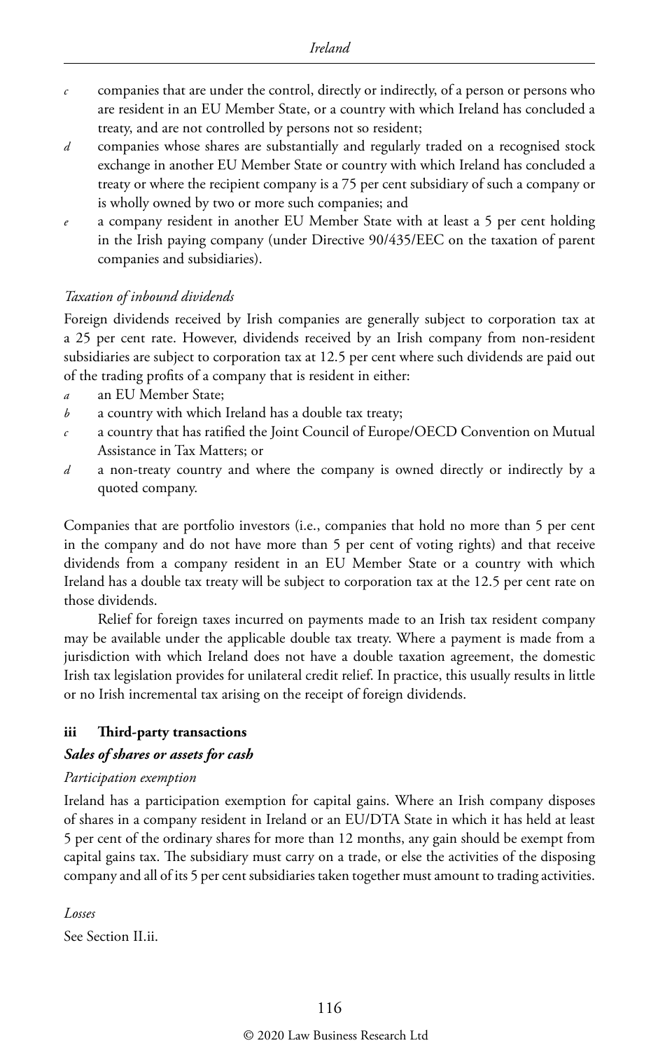*c* companies that are under the control, directly or indirectly, of a person or persons who are resident in an EU Member State, or a country with which Ireland has concluded a treaty, and are not controlled by persons not so resident;

*d* companies whose shares are substantially and regularly traded on a recognised stock exchange in another EU Member State or country with which Ireland has concluded a treaty or where the recipient company is a 75 per cent subsidiary of such a company or is wholly owned by two or more such companies; and

*e* a company resident in another EU Member State with at least a 5 per cent holding in the Irish paying company (under Directive 90/435/EEC on the taxation of parent companies and subsidiaries).

*Taxation of inbound dividends*

Foreign dividends received by Irish companies are generally subject to corporation tax at a 25 per cent rate. However, dividends received by an Irish company from non-resident subsidiaries are subject to corporation tax at 12.5 per cent where such dividends are paid out of the trading profits of a company that is resident in either:

*a* an EU Member State;

*b* a country with which Ireland has a double tax treaty;

*c* a country that has ratified the Joint Council of Europe/OECD Convention on Mutual Assistance in Tax Matters; or

*d* a non-treaty country and where the company is owned directly or indirectly by a quoted company.

Companies that are portfolio investors (i.e., companies that hold no more than 5 per cent in the company and do not have more than 5 per cent of voting rights) and that receive dividends from a company resident in an EU Member State or a country with which Ireland has a double tax treaty will be subject to corporation tax at the 12.5 per cent rate on those dividends.

Relief for foreign taxes incurred on payments made to an Irish tax resident company may be available under the applicable double tax treaty. Where a payment is made from a jurisdiction with which Ireland does not have a double taxation agreement, the domestic Irish tax legislation provides for unilateral credit relief. In practice, this usually results in little or no Irish incremental tax arising on the receipt of foreign dividends.

### iii Third-party transactions

***Sales of shares or assets for cash***

*Participation exemption*

Ireland has a participation exemption for capital gains. Where an Irish company disposes of shares in a company resident in Ireland or an EU/DTA State in which it has held at least 5 per cent of the ordinary shares for more than 12 months, any gain should be exempt from capital gains tax. The subsidiary must carry on a trade, or else the activities of the disposing company and all of its 5 per cent subsidiaries taken together must amount to trading activities.

*Losses*

See Section II.ii.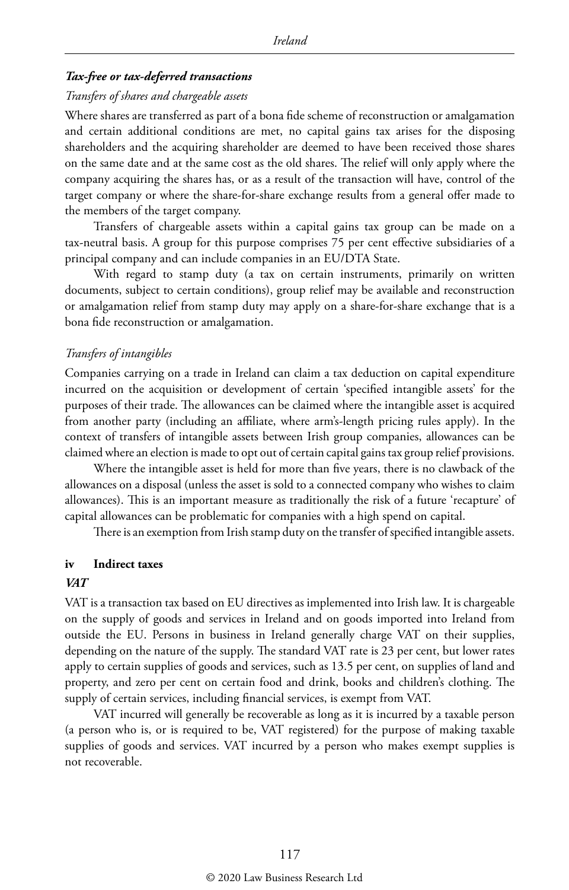#### *Tax-free or tax-deferred transactions*

*Transfers of shares and chargeable assets*

Where shares are transferred as part of a bona fide scheme of reconstruction or amalgamation and certain additional conditions are met, no capital gains tax arises for the disposing shareholders and the acquiring shareholder are deemed to have been received those shares on the same date and at the same cost as the old shares. The relief will only apply where the company acquiring the shares has, or as a result of the transaction will have, control of the target company or where the share-for-share exchange results from a general offer made to the members of the target company.

Transfers of chargeable assets within a capital gains tax group can be made on a tax-neutral basis. A group for this purpose comprises 75 per cent effective subsidiaries of a principal company and can include companies in an EU/DTA State.

With regard to stamp duty (a tax on certain instruments, primarily on written documents, subject to certain conditions), group relief may be available and reconstruction or amalgamation relief from stamp duty may apply on a share-for-share exchange that is a bona fide reconstruction or amalgamation.

*Transfers of intangibles*

Companies carrying on a trade in Ireland can claim a tax deduction on capital expenditure incurred on the acquisition or development of certain 'specified intangible assets' for the purposes of their trade. The allowances can be claimed where the intangible asset is acquired from another party (including an affiliate, where arm's-length pricing rules apply). In the context of transfers of intangible assets between Irish group companies, allowances can be claimed where an election is made to opt out of certain capital gains tax group relief provisions.

Where the intangible asset is held for more than five years, there is no clawback of the allowances on a disposal (unless the asset is sold to a connected company who wishes to claim allowances). This is an important measure as traditionally the risk of a future 'recapture' of capital allowances can be problematic for companies with a high spend on capital.

There is an exemption from Irish stamp duty on the transfer of specified intangible assets.

### iv Indirect taxes

#### *VAT*

VAT is a transaction tax based on EU directives as implemented into Irish law. It is chargeable on the supply of goods and services in Ireland and on goods imported into Ireland from outside the EU. Persons in business in Ireland generally charge VAT on their supplies, depending on the nature of the supply. The standard VAT rate is 23 per cent, but lower rates apply to certain supplies of goods and services, such as 13.5 per cent, on supplies of land and property, and zero per cent on certain food and drink, books and children's clothing. The supply of certain services, including financial services, is exempt from VAT.

VAT incurred will generally be recoverable as long as it is incurred by a taxable person (a person who is, or is required to be, VAT registered) for the purpose of making taxable supplies of goods and services. VAT incurred by a person who makes exempt supplies is not recoverable.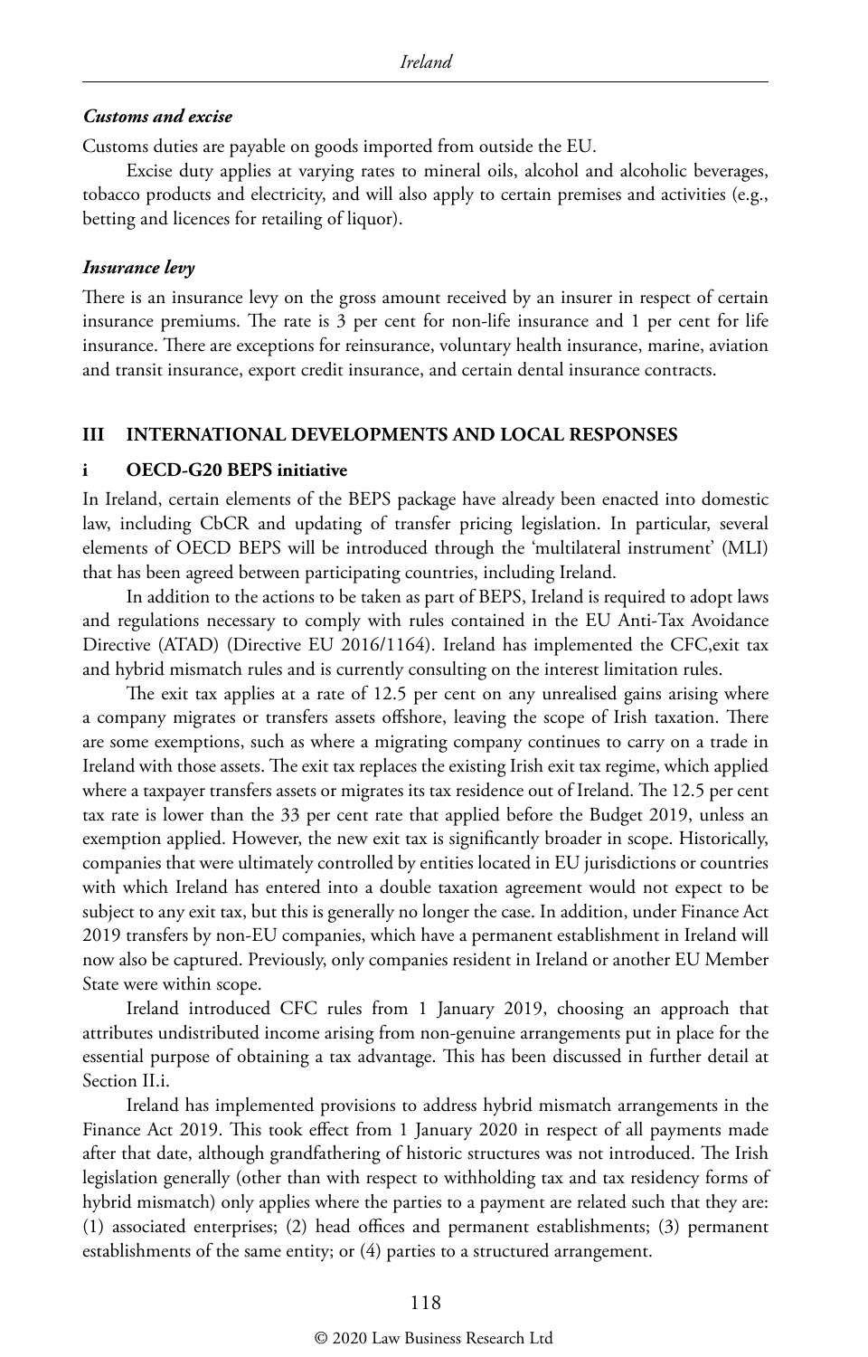#### *Customs and excise*

Customs duties are payable on goods imported from outside the EU.

Excise duty applies at varying rates to mineral oils, alcohol and alcoholic beverages, tobacco products and electricity, and will also apply to certain premises and activities (e.g., betting and licences for retailing of liquor).

#### *Insurance levy*

There is an insurance levy on the gross amount received by an insurer in respect of certain insurance premiums. The rate is 3 per cent for non-life insurance and 1 per cent for life insurance. There are exceptions for reinsurance, voluntary health insurance, marine, aviation and transit insurance, export credit insurance, and certain dental insurance contracts.

## III INTERNATIONAL DEVELOPMENTS AND LOCAL RESPONSES

### i OECD-G20 BEPS initiative

In Ireland, certain elements of the BEPS package have already been enacted into domestic law, including CbCR and updating of transfer pricing legislation. In particular, several elements of OECD BEPS will be introduced through the 'multilateral instrument' (MLI) that has been agreed between participating countries, including Ireland.

In addition to the actions to be taken as part of BEPS, Ireland is required to adopt laws and regulations necessary to comply with rules contained in the EU Anti-Tax Avoidance Directive (ATAD) (Directive EU 2016/1164). Ireland has implemented the CFC,exit tax and hybrid mismatch rules and is currently consulting on the interest limitation rules.

The exit tax applies at a rate of 12.5 per cent on any unrealised gains arising where a company migrates or transfers assets offshore, leaving the scope of Irish taxation. There are some exemptions, such as where a migrating company continues to carry on a trade in Ireland with those assets. The exit tax replaces the existing Irish exit tax regime, which applied where a taxpayer transfers assets or migrates its tax residence out of Ireland. The 12.5 per cent tax rate is lower than the 33 per cent rate that applied before the Budget 2019, unless an exemption applied. However, the new exit tax is significantly broader in scope. Historically, companies that were ultimately controlled by entities located in EU jurisdictions or countries with which Ireland has entered into a double taxation agreement would not expect to be subject to any exit tax, but this is generally no longer the case. In addition, under Finance Act 2019 transfers by non-EU companies, which have a permanent establishment in Ireland will now also be captured. Previously, only companies resident in Ireland or another EU Member State were within scope.

Ireland introduced CFC rules from 1 January 2019, choosing an approach that attributes undistributed income arising from non-genuine arrangements put in place for the essential purpose of obtaining a tax advantage. This has been discussed in further detail at Section II.i.

Ireland has implemented provisions to address hybrid mismatch arrangements in the Finance Act 2019. This took effect from 1 January 2020 in respect of all payments made after that date, although grandfathering of historic structures was not introduced. The Irish legislation generally (other than with respect to withholding tax and tax residency forms of hybrid mismatch) only applies where the parties to a payment are related such that they are: (1) associated enterprises; (2) head offices and permanent establishments; (3) permanent establishments of the same entity; or (4) parties to a structured arrangement.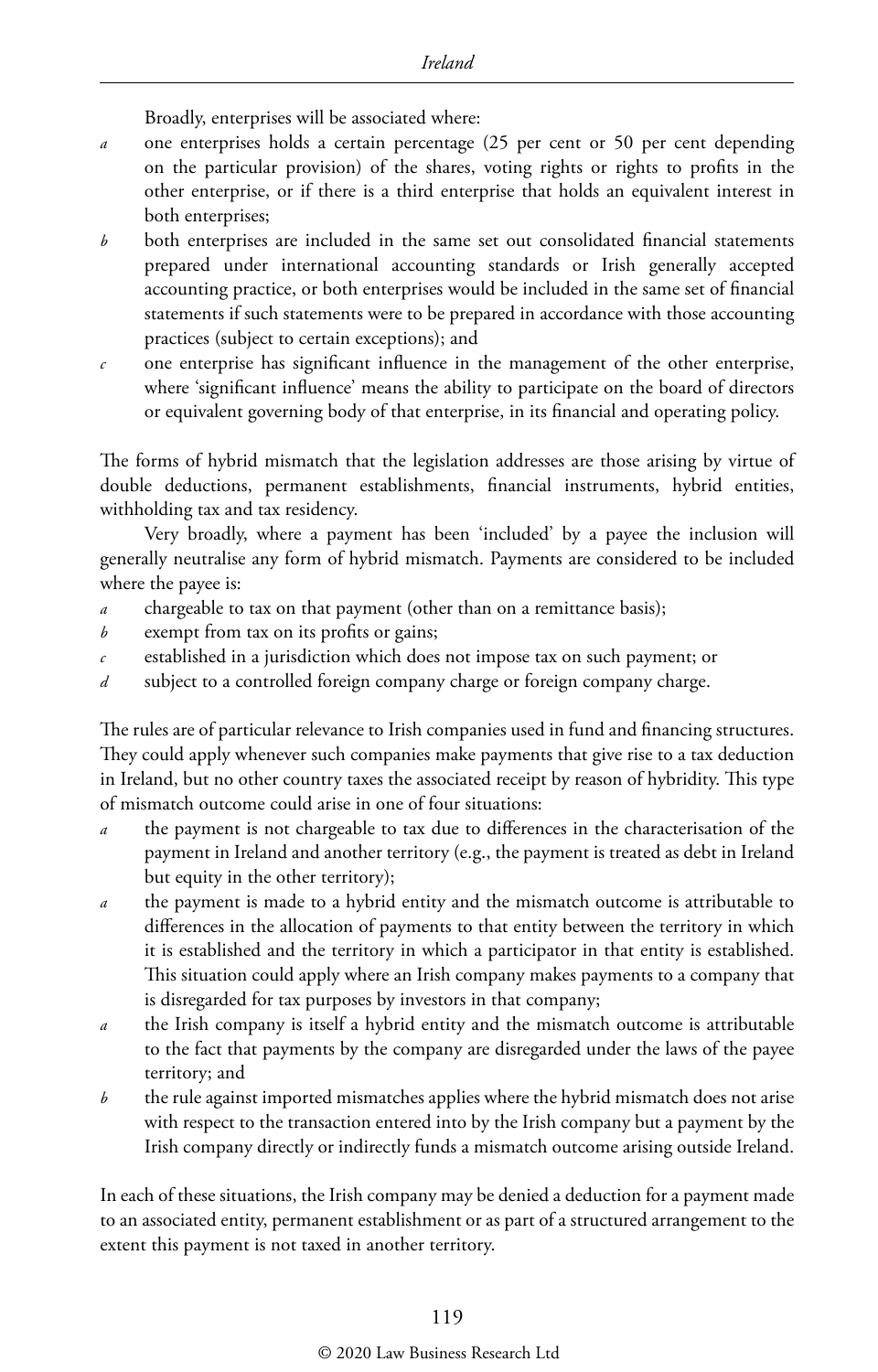Broadly, enterprises will be associated where:

*a* one enterprises holds a certain percentage (25 per cent or 50 per cent depending on the particular provision) of the shares, voting rights or rights to profits in the other enterprise, or if there is a third enterprise that holds an equivalent interest in both enterprises;

*b* both enterprises are included in the same set out consolidated financial statements prepared under international accounting standards or Irish generally accepted accounting practice, or both enterprises would be included in the same set of financial statements if such statements were to be prepared in accordance with those accounting practices (subject to certain exceptions); and

*c* one enterprise has significant influence in the management of the other enterprise, where 'significant influence' means the ability to participate on the board of directors or equivalent governing body of that enterprise, in its financial and operating policy.

The forms of hybrid mismatch that the legislation addresses are those arising by virtue of double deductions, permanent establishments, financial instruments, hybrid entities, withholding tax and tax residency.

Very broadly, where a payment has been 'included' by a payee the inclusion will generally neutralise any form of hybrid mismatch. Payments are considered to be included where the payee is:

*a* chargeable to tax on that payment (other than on a remittance basis);

*b* exempt from tax on its profits or gains;

*c* established in a jurisdiction which does not impose tax on such payment; or

*d* subject to a controlled foreign company charge or foreign company charge.

The rules are of particular relevance to Irish companies used in fund and financing structures. They could apply whenever such companies make payments that give rise to a tax deduction in Ireland, but no other country taxes the associated receipt by reason of hybridity. This type of mismatch outcome could arise in one of four situations:

*a* the payment is not chargeable to tax due to differences in the characterisation of the payment in Ireland and another territory (e.g., the payment is treated as debt in Ireland but equity in the other territory);

*a* the payment is made to a hybrid entity and the mismatch outcome is attributable to differences in the allocation of payments to that entity between the territory in which it is established and the territory in which a participator in that entity is established. This situation could apply where an Irish company makes payments to a company that is disregarded for tax purposes by investors in that company;

*a* the Irish company is itself a hybrid entity and the mismatch outcome is attributable to the fact that payments by the company are disregarded under the laws of the payee territory; and

*b* the rule against imported mismatches applies where the hybrid mismatch does not arise with respect to the transaction entered into by the Irish company but a payment by the Irish company directly or indirectly funds a mismatch outcome arising outside Ireland.

In each of these situations, the Irish company may be denied a deduction for a payment made to an associated entity, permanent establishment or as part of a structured arrangement to the extent this payment is not taxed in another territory.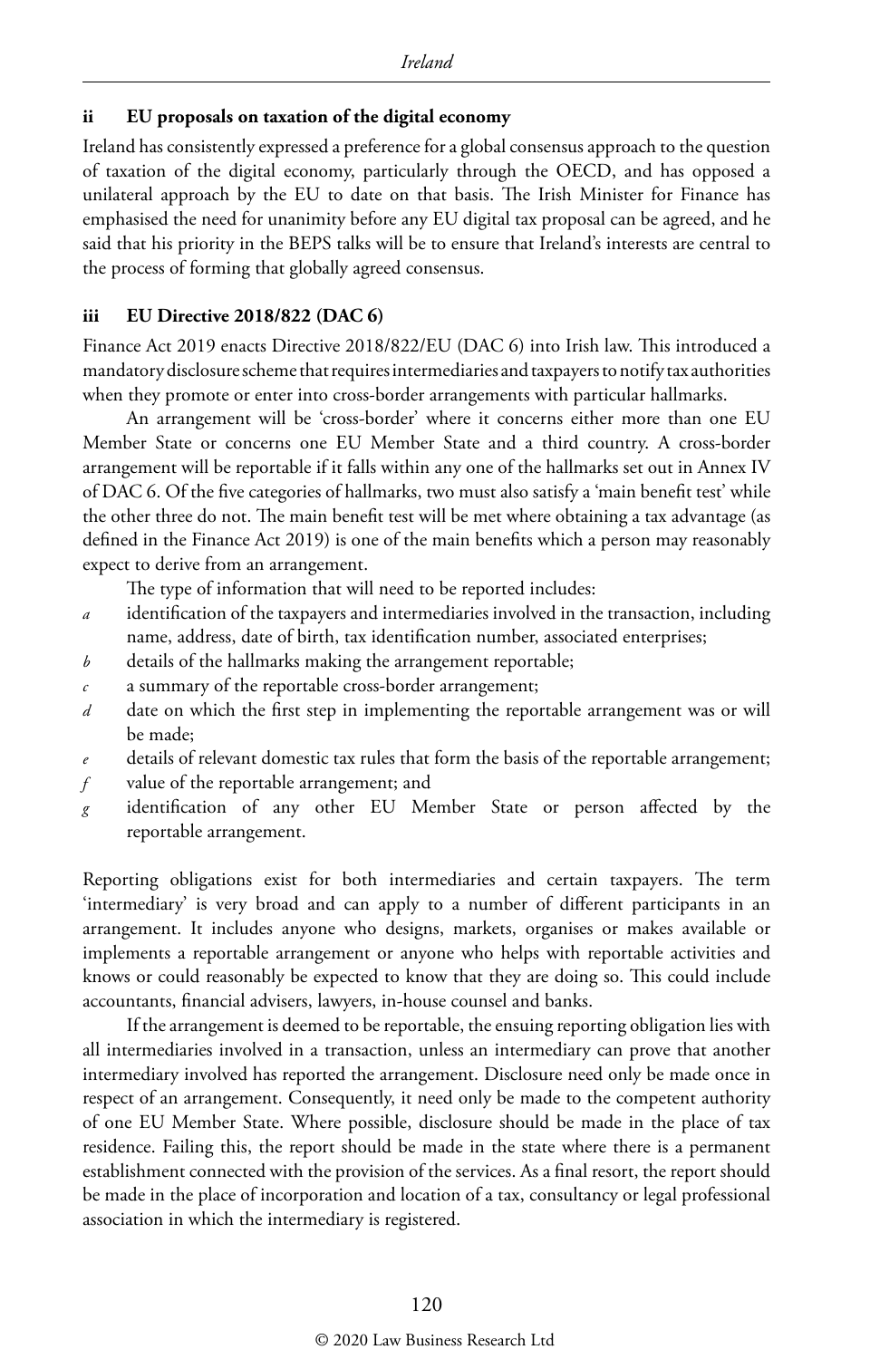### ii EU proposals on taxation of the digital economy

Ireland has consistently expressed a preference for a global consensus approach to the question of taxation of the digital economy, particularly through the OECD, and has opposed a unilateral approach by the EU to date on that basis. The Irish Minister for Finance has emphasised the need for unanimity before any EU digital tax proposal can be agreed, and he said that his priority in the BEPS talks will be to ensure that Ireland's interests are central to the process of forming that globally agreed consensus.

### iii EU Directive 2018/822 (DAC 6)

Finance Act 2019 enacts Directive 2018/822/EU (DAC 6) into Irish law. This introduced a mandatory disclosure scheme that requires intermediaries and taxpayers to notify tax authorities when they promote or enter into cross-border arrangements with particular hallmarks.

An arrangement will be 'cross-border' where it concerns either more than one EU Member State or concerns one EU Member State and a third country. A cross-border arrangement will be reportable if it falls within any one of the hallmarks set out in Annex IV of DAC 6. Of the five categories of hallmarks, two must also satisfy a 'main benefit test' while the other three do not. The main benefit test will be met where obtaining a tax advantage (as defined in the Finance Act 2019) is one of the main benefits which a person may reasonably expect to derive from an arrangement.

The type of information that will need to be reported includes:

*a* identification of the taxpayers and intermediaries involved in the transaction, including name, address, date of birth, tax identification number, associated enterprises;
*b* details of the hallmarks making the arrangement reportable;
*c* a summary of the reportable cross-border arrangement;
*d* date on which the first step in implementing the reportable arrangement was or will be made;
*e* details of relevant domestic tax rules that form the basis of the reportable arrangement;
*f* value of the reportable arrangement; and
*g* identification of any other EU Member State or person affected by the reportable arrangement.

Reporting obligations exist for both intermediaries and certain taxpayers. The term 'intermediary' is very broad and can apply to a number of different participants in an arrangement. It includes anyone who designs, markets, organises or makes available or implements a reportable arrangement or anyone who helps with reportable activities and knows or could reasonably be expected to know that they are doing so. This could include accountants, financial advisers, lawyers, in-house counsel and banks.

If the arrangement is deemed to be reportable, the ensuing reporting obligation lies with all intermediaries involved in a transaction, unless an intermediary can prove that another intermediary involved has reported the arrangement. Disclosure need only be made once in respect of an arrangement. Consequently, it need only be made to the competent authority of one EU Member State. Where possible, disclosure should be made in the place of tax residence. Failing this, the report should be made in the state where there is a permanent establishment connected with the provision of the services. As a final resort, the report should be made in the place of incorporation and location of a tax, consultancy or legal professional association in which the intermediary is registered.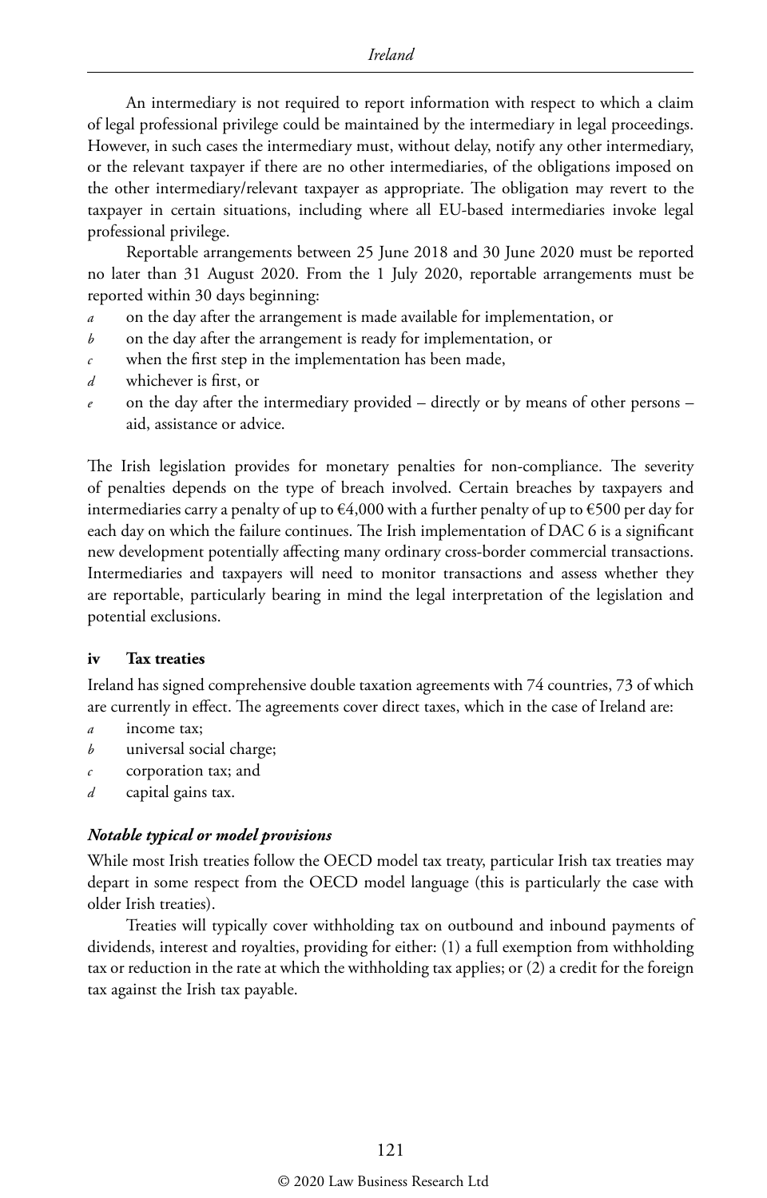An intermediary is not required to report information with respect to which a claim of legal professional privilege could be maintained by the intermediary in legal proceedings. However, in such cases the intermediary must, without delay, notify any other intermediary, or the relevant taxpayer if there are no other intermediaries, of the obligations imposed on the other intermediary/relevant taxpayer as appropriate. The obligation may revert to the taxpayer in certain situations, including where all EU-based intermediaries invoke legal professional privilege.

Reportable arrangements between 25 June 2018 and 30 June 2020 must be reported no later than 31 August 2020. From the 1 July 2020, reportable arrangements must be reported within 30 days beginning:

*a* on the day after the arrangement is made available for implementation, or
*b* on the day after the arrangement is ready for implementation, or
*c* when the first step in the implementation has been made,
*d* whichever is first, or
*e* on the day after the intermediary provided – directly or by means of other persons – aid, assistance or advice.

The Irish legislation provides for monetary penalties for non-compliance. The severity of penalties depends on the type of breach involved. Certain breaches by taxpayers and intermediaries carry a penalty of up to €4,000 with a further penalty of up to €500 per day for each day on which the failure continues. The Irish implementation of DAC 6 is a significant new development potentially affecting many ordinary cross-border commercial transactions. Intermediaries and taxpayers will need to monitor transactions and assess whether they are reportable, particularly bearing in mind the legal interpretation of the legislation and potential exclusions.

#### iv Tax treaties

Ireland has signed comprehensive double taxation agreements with 74 countries, 73 of which are currently in effect. The agreements cover direct taxes, which in the case of Ireland are:

*a* income tax;
*b* universal social charge;
*c* corporation tax; and
*d* capital gains tax.

##### *Notable typical or model provisions*

While most Irish treaties follow the OECD model tax treaty, particular Irish tax treaties may depart in some respect from the OECD model language (this is particularly the case with older Irish treaties).

Treaties will typically cover withholding tax on outbound and inbound payments of dividends, interest and royalties, providing for either: (1) a full exemption from withholding tax or reduction in the rate at which the withholding tax applies; or (2) a credit for the foreign tax against the Irish tax payable.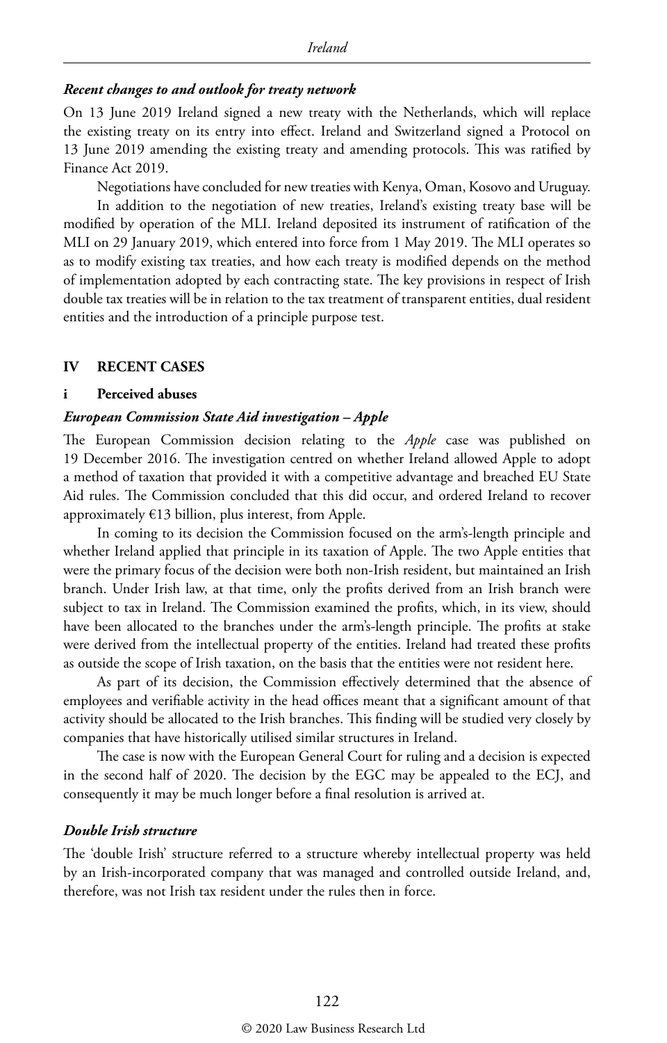### *Recent changes to and outlook for treaty network*

On 13 June 2019 Ireland signed a new treaty with the Netherlands, which will replace the existing treaty on its entry into effect. Ireland and Switzerland signed a Protocol on 13 June 2019 amending the existing treaty and amending protocols. This was ratified by Finance Act 2019.

Negotiations have concluded for new treaties with Kenya, Oman, Kosovo and Uruguay.

In addition to the negotiation of new treaties, Ireland's existing treaty base will be modified by operation of the MLI. Ireland deposited its instrument of ratification of the MLI on 29 January 2019, which entered into force from 1 May 2019. The MLI operates so as to modify existing tax treaties, and how each treaty is modified depends on the method of implementation adopted by each contracting state. The key provisions in respect of Irish double tax treaties will be in relation to the tax treatment of transparent entities, dual resident entities and the introduction of a principle purpose test.

## IV RECENT CASES

### i Perceived abuses

#### *European Commission State Aid investigation – Apple*

The European Commission decision relating to the *Apple* case was published on 19 December 2016. The investigation centred on whether Ireland allowed Apple to adopt a method of taxation that provided it with a competitive advantage and breached EU State Aid rules. The Commission concluded that this did occur, and ordered Ireland to recover approximately €13 billion, plus interest, from Apple.

In coming to its decision the Commission focused on the arm's-length principle and whether Ireland applied that principle in its taxation of Apple. The two Apple entities that were the primary focus of the decision were both non-Irish resident, but maintained an Irish branch. Under Irish law, at that time, only the profits derived from an Irish branch were subject to tax in Ireland. The Commission examined the profits, which, in its view, should have been allocated to the branches under the arm's-length principle. The profits at stake were derived from the intellectual property of the entities. Ireland had treated these profits as outside the scope of Irish taxation, on the basis that the entities were not resident here.

As part of its decision, the Commission effectively determined that the absence of employees and verifiable activity in the head offices meant that a significant amount of that activity should be allocated to the Irish branches. This finding will be studied very closely by companies that have historically utilised similar structures in Ireland.

The case is now with the European General Court for ruling and a decision is expected in the second half of 2020. The decision by the EGC may be appealed to the ECJ, and consequently it may be much longer before a final resolution is arrived at.

#### *Double Irish structure*

The 'double Irish' structure referred to a structure whereby intellectual property was held by an Irish-incorporated company that was managed and controlled outside Ireland, and, therefore, was not Irish tax resident under the rules then in force.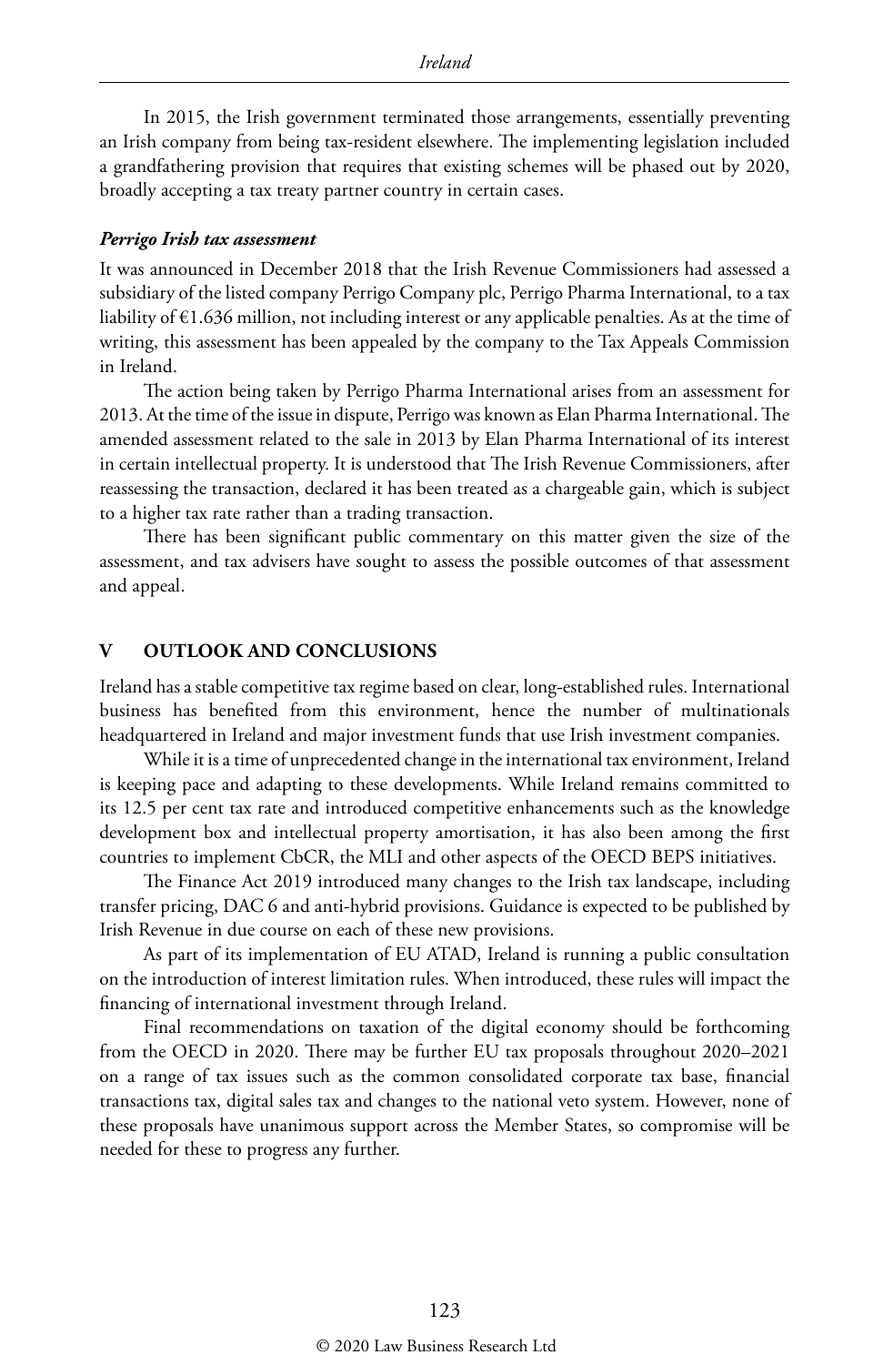In 2015, the Irish government terminated those arrangements, essentially preventing an Irish company from being tax-resident elsewhere. The implementing legislation included a grandfathering provision that requires that existing schemes will be phased out by 2020, broadly accepting a tax treaty partner country in certain cases.

#### *Perrigo Irish tax assessment*

It was announced in December 2018 that the Irish Revenue Commissioners had assessed a subsidiary of the listed company Perrigo Company plc, Perrigo Pharma International, to a tax liability of €1.636 million, not including interest or any applicable penalties. As at the time of writing, this assessment has been appealed by the company to the Tax Appeals Commission in Ireland.

The action being taken by Perrigo Pharma International arises from an assessment for 2013. At the time of the issue in dispute, Perrigo was known as Elan Pharma International. The amended assessment related to the sale in 2013 by Elan Pharma International of its interest in certain intellectual property. It is understood that The Irish Revenue Commissioners, after reassessing the transaction, declared it has been treated as a chargeable gain, which is subject to a higher tax rate rather than a trading transaction.

There has been significant public commentary on this matter given the size of the assessment, and tax advisers have sought to assess the possible outcomes of that assessment and appeal.

## V OUTLOOK AND CONCLUSIONS

Ireland has a stable competitive tax regime based on clear, long-established rules. International business has benefited from this environment, hence the number of multinationals headquartered in Ireland and major investment funds that use Irish investment companies.

While it is a time of unprecedented change in the international tax environment, Ireland is keeping pace and adapting to these developments. While Ireland remains committed to its 12.5 per cent tax rate and introduced competitive enhancements such as the knowledge development box and intellectual property amortisation, it has also been among the first countries to implement CbCR, the MLI and other aspects of the OECD BEPS initiatives.

The Finance Act 2019 introduced many changes to the Irish tax landscape, including transfer pricing, DAC 6 and anti-hybrid provisions. Guidance is expected to be published by Irish Revenue in due course on each of these new provisions.

As part of its implementation of EU ATAD, Ireland is running a public consultation on the introduction of interest limitation rules. When introduced, these rules will impact the financing of international investment through Ireland.

Final recommendations on taxation of the digital economy should be forthcoming from the OECD in 2020. There may be further EU tax proposals throughout 2020–2021 on a range of tax issues such as the common consolidated corporate tax base, financial transactions tax, digital sales tax and changes to the national veto system. However, none of these proposals have unanimous support across the Member States, so compromise will be needed for these to progress any further.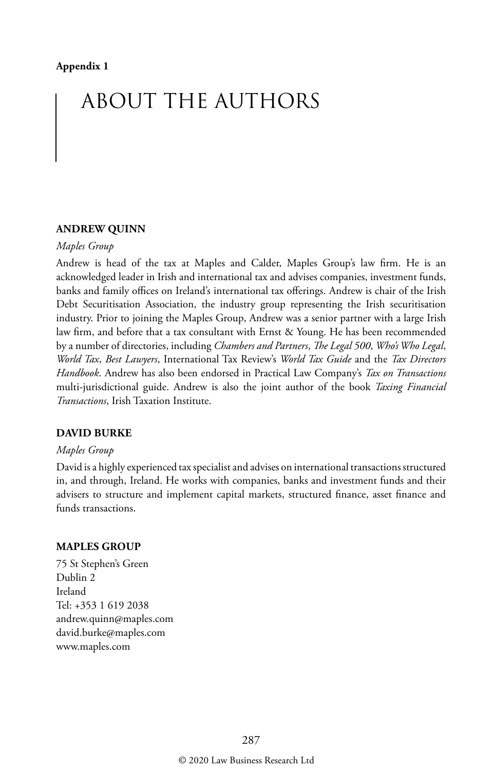**Appendix 1**

# ABOUT THE AUTHORS

**ANDREW QUINN**

*Maples Group*

Andrew is head of the tax at Maples and Calder, Maples Group's law firm. He is an acknowledged leader in Irish and international tax and advises companies, investment funds, banks and family offices on Ireland's international tax offerings. Andrew is chair of the Irish Debt Securitisation Association, the industry group representing the Irish securitisation industry. Prior to joining the Maples Group, Andrew was a senior partner with a large Irish law firm, and before that a tax consultant with Ernst & Young. He has been recommended by a number of directories, including *Chambers and Partners*, *The Legal 500*, *Who's Who Legal*, *World Tax*, *Best Lawyers*, International Tax Review's *World Tax Guide* and the *Tax Directors Handbook*. Andrew has also been endorsed in Practical Law Company's *Tax on Transactions* multi-jurisdictional guide. Andrew is also the joint author of the book *Taxing Financial Transactions*, Irish Taxation Institute.

**DAVID BURKE**

*Maples Group*

David is a highly experienced tax specialist and advises on international transactions structured in, and through, Ireland. He works with companies, banks and investment funds and their advisers to structure and implement capital markets, structured finance, asset finance and funds transactions.

**MAPLES GROUP**

75 St Stephen's Green
Dublin 2
Ireland
Tel: +353 1 619 2038
andrew.quinn@maples.com
david.burke@maples.com
www.maples.com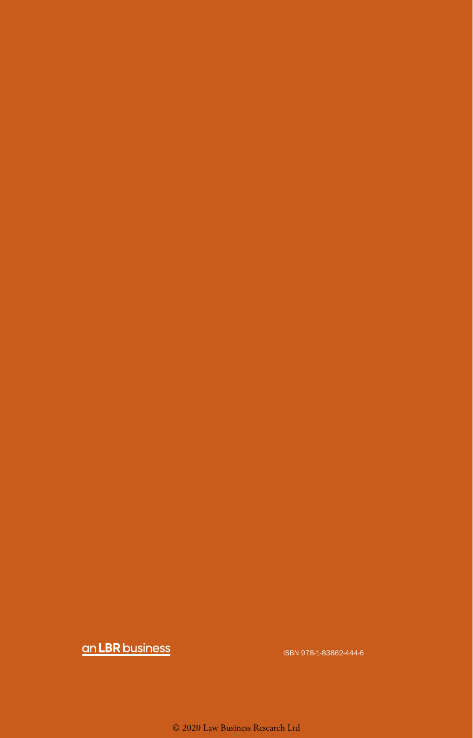an LBR business

ISBN 978-1-83862-444-6

© 2020 Law Business Research Ltd